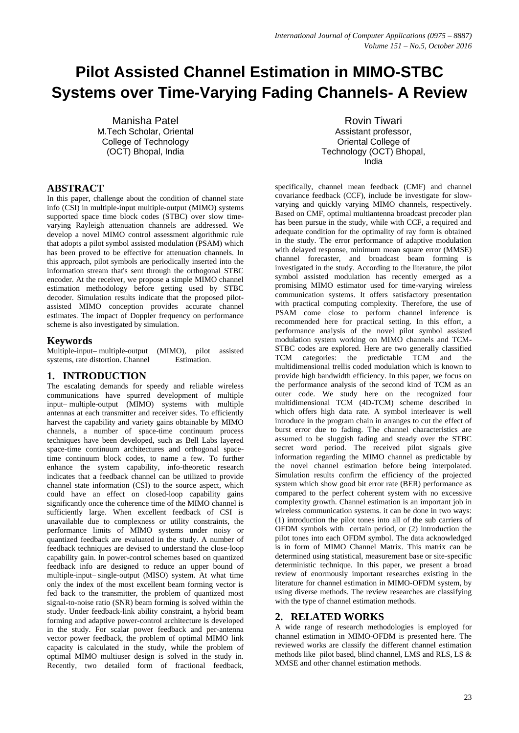# Pilot Assisted Channel Estimation in MIMO-STBC Systems over Time-Varying Fading Channels- A Review

Manisha Patel
M.Tech Scholar, Oriental College of Technology (OCT) Bhopal, India

Rovin Tiwari
Assistant professor, Oriental College of Technology (OCT) Bhopal, India

## ABSTRACT

In this paper, challenge about the condition of channel state info (CSI) in multiple-input multiple-output (MIMO) systems supported space time block codes (STBC) over slow time-varying Rayleigh attenuation channels are addressed. We develop a novel MIMO control assessment algorithmic rule that adopts a pilot symbol assisted modulation (PSAM) which has been proved to be effective for attenuation channels. In this approach, pilot symbols are periodically inserted into the information stream that's sent through the orthogonal STBC encoder. At the receiver, we propose a simple MIMO channel estimation methodology before getting used by STBC decoder. Simulation results indicate that the proposed pilot-assisted MIMO conception provides accurate channel estimates. The impact of Doppler frequency on performance scheme is also investigated by simulation.

## Keywords

Multiple-input– multiple-output (MIMO), pilot assisted systems, rate distortion. Channel Estimation.

## 1. INTRODUCTION

The escalating demands for speedy and reliable wireless communications have spurred development of multiple input– multiple-output (MIMO) systems with multiple antennas at each transmitter and receiver sides. To efficiently harvest the capability and variety gains obtainable by MIMO channels, a number of space-time continuum process techniques have been developed, such as Bell Labs layered space-time continuum architectures and orthogonal space-time continuum block codes, to name a few. To further enhance the system capability, info-theoretic research indicates that a feedback channel can be utilized to provide channel state information (CSI) to the source aspect, which could have an effect on closed-loop capability gains significantly once the coherence time of the MIMO channel is sufficiently large. When excellent feedback of CSI is unavailable due to complexness or utility constraints, the performance limits of MIMO systems under noisy or quantized feedback are evaluated in the study. A number of feedback techniques are devised to understand the close-loop capability gain. In power-control schemes based on quantized feedback info are designed to reduce an upper bound of multiple-input– single-output (MISO) system. At what time only the index of the most excellent beam forming vector is fed back to the transmitter, the problem of quantized most signal-to-noise ratio (SNR) beam forming is solved within the study. Under feedback-link ability constraint, a hybrid beam forming and adaptive power-control architecture is developed in the study. For scalar power feedback and per-antenna vector power feedback, the problem of optimal MIMO link capacity is calculated in the study, while the problem of optimal MIMO multiuser design is solved in the study in. Recently, two detailed form of fractional feedback, specifically, channel mean feedback (CMF) and channel covariance feedback (CCF), include be investigate for slow-varying and quickly varying MIMO channels, respectively. Based on CMF, optimal multiantenna broadcast precoder plan has been pursue in the study, while with CCF, a required and adequate condition for the optimality of ray form is obtained in the study. The error performance of adaptive modulation with delayed response, minimum mean square error (MMSE) channel forecaster, and broadcast beam forming is investigated in the study. According to the literature, the pilot symbol assisted modulation has recently emerged as a promising MIMO estimator used for time-varying wireless communication systems. It offers satisfactory presentation with practical computing complexity. Therefore, the use of PSAM come close to perform channel inference is recommended here for practical setting. In this effort, a performance analysis of the novel pilot symbol assisted modulation system working on MIMO channels and TCM-STBC codes are explored. Here are two generally classified TCM categories: the predictable TCM and the multidimensional trellis coded modulation which is known to provide high bandwidth efficiency. In this paper, we focus on the performance analysis of the second kind of TCM as an outer code. We study here on the recognized four multidimensional TCM (4D-TCM) scheme described in which offers high data rate. A symbol interleaver is well introduce in the program chain in arranges to cut the effect of burst error due to fading. The channel characteristics are assumed to be sluggish fading and steady over the STBC secret word period. The received pilot signals give information regarding the MIMO channel as predictable by the novel channel estimation before being interpolated. Simulation results confirm the efficiency of the projected system which show good bit error rate (BER) performance as compared to the perfect coherent system with no excessive complexity growth. Channel estimation is an important job in wireless communication systems. it can be done in two ways: (1) introduction the pilot tones into all of the sub carriers of OFDM symbols with certain period, or (2) introduction the pilot tones into each OFDM symbol. The data acknowledged is in form of MIMO Channel Matrix. This matrix can be determined using statistical, measurement base or site-specific deterministic technique. In this paper, we present a broad review of enormously important researches existing in the literature for channel estimation in MIMO-OFDM system, by using diverse methods. The review researches are classifying with the type of channel estimation methods.

## 2. RELATED WORKS

A wide range of research methodologies is employed for channel estimation in MIMO-OFDM is presented here. The reviewed works are classify the different channel estimation methods like pilot based, blind channel, LMS and RLS, LS & MMSE and other channel estimation methods.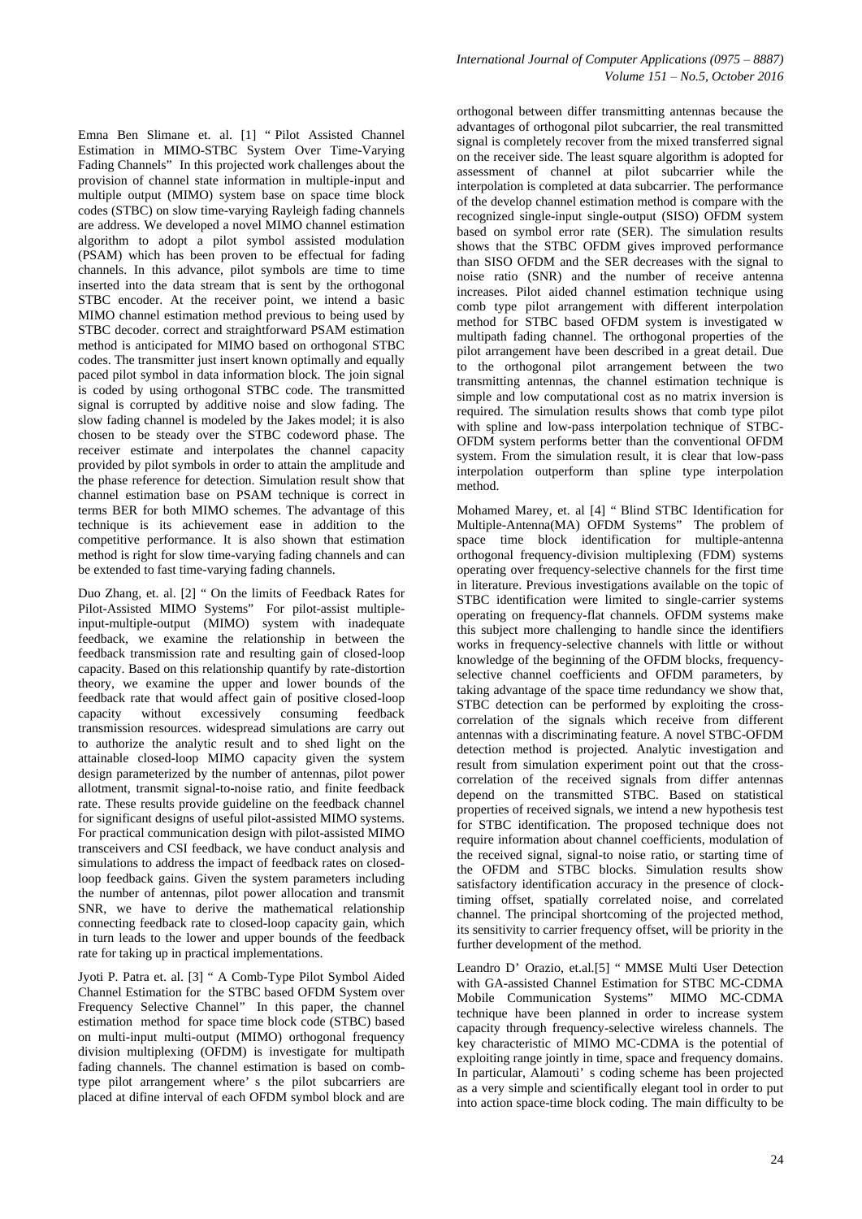Emna Ben Slimane et. al. [1] " Pilot Assisted Channel Estimation in MIMO-STBC System Over Time-Varying Fading Channels" In this projected work challenges about the provision of channel state information in multiple-input and multiple output (MIMO) system base on space time block codes (STBC) on slow time-varying Rayleigh fading channels are address. We developed a novel MIMO channel estimation algorithm to adopt a pilot symbol assisted modulation (PSAM) which has been proven to be effectual for fading channels. In this advance, pilot symbols are time to time inserted into the data stream that is sent by the orthogonal STBC encoder. At the receiver point, we intend a basic MIMO channel estimation method previous to being used by STBC decoder. correct and straightforward PSAM estimation method is anticipated for MIMO based on orthogonal STBC codes. The transmitter just insert known optimally and equally paced pilot symbol in data information block. The join signal is coded by using orthogonal STBC code. The transmitted signal is corrupted by additive noise and slow fading. The slow fading channel is modeled by the Jakes model; it is also chosen to be steady over the STBC codeword phase. The receiver estimate and interpolates the channel capacity provided by pilot symbols in order to attain the amplitude and the phase reference for detection. Simulation result show that channel estimation base on PSAM technique is correct in terms BER for both MIMO schemes. The advantage of this technique is its achievement ease in addition to the competitive performance. It is also shown that estimation method is right for slow time-varying fading channels and can be extended to fast time-varying fading channels.

Duo Zhang, et. al. [2] " On the limits of Feedback Rates for Pilot-Assisted MIMO Systems" For pilot-assist multiple-input-multiple-output (MIMO) system with inadequate feedback, we examine the relationship in between the feedback transmission rate and resulting gain of closed-loop capacity. Based on this relationship quantify by rate-distortion theory, we examine the upper and lower bounds of the feedback rate that would affect gain of positive closed-loop capacity without excessively consuming feedback transmission resources. widespread simulations are carry out to authorize the analytic result and to shed light on the attainable closed-loop MIMO capacity given the system design parameterized by the number of antennas, pilot power allotment, transmit signal-to-noise ratio, and finite feedback rate. These results provide guideline on the feedback channel for significant designs of useful pilot-assisted MIMO systems. For practical communication design with pilot-assisted MIMO transceivers and CSI feedback, we have conduct analysis and simulations to address the impact of feedback rates on closed-loop feedback gains. Given the system parameters including the number of antennas, pilot power allocation and transmit SNR, we have to derive the mathematical relationship connecting feedback rate to closed-loop capacity gain, which in turn leads to the lower and upper bounds of the feedback rate for taking up in practical implementations.

Jyoti P. Patra et. al. [3] " A Comb-Type Pilot Symbol Aided Channel Estimation for the STBC based OFDM System over Frequency Selective Channel" In this paper, the channel estimation method for space time block code (STBC) based on multi-input multi-output (MIMO) orthogonal frequency division multiplexing (OFDM) is investigate for multipath fading channels. The channel estimation is based on comb-type pilot arrangement where' s the pilot subcarriers are placed at difine interval of each OFDM symbol block and are orthogonal between differ transmitting antennas because the advantages of orthogonal pilot subcarrier, the real transmitted signal is completely recover from the mixed transferred signal on the receiver side. The least square algorithm is adopted for assessment of channel at pilot subcarrier while the interpolation is completed at data subcarrier. The performance of the develop channel estimation method is compare with the recognized single-input single-output (SISO) OFDM system based on symbol error rate (SER). The simulation results shows that the STBC OFDM gives improved performance than SISO OFDM and the SER decreases with the signal to noise ratio (SNR) and the number of receive antenna increases. Pilot aided channel estimation technique using comb type pilot arrangement with different interpolation method for STBC based OFDM system is investigated w multipath fading channel. The orthogonal properties of the pilot arrangement have been described in a great detail. Due to the orthogonal pilot arrangement between the two transmitting antennas, the channel estimation technique is simple and low computational cost as no matrix inversion is required. The simulation results shows that comb type pilot with spline and low-pass interpolation technique of STBC-OFDM system performs better than the conventional OFDM system. From the simulation result, it is clear that low-pass interpolation outperform than spline type interpolation method.

Mohamed Marey, et. al [4] " Blind STBC Identification for Multiple-Antenna(MA) OFDM Systems" The problem of space time block identification for multiple-antenna orthogonal frequency-division multiplexing (FDM) systems operating over frequency-selective channels for the first time in literature. Previous investigations available on the topic of STBC identification were limited to single-carrier systems operating on frequency-flat channels. OFDM systems make this subject more challenging to handle since the identifiers works in frequency-selective channels with little or without knowledge of the beginning of the OFDM blocks, frequency-selective channel coefficients and OFDM parameters, by taking advantage of the space time redundancy we show that, STBC detection can be performed by exploiting the cross-correlation of the signals which receive from different antennas with a discriminating feature. A novel STBC-OFDM detection method is projected. Analytic investigation and result from simulation experiment point out that the cross-correlation of the received signals from differ antennas depend on the transmitted STBC. Based on statistical properties of received signals, we intend a new hypothesis test for STBC identification. The proposed technique does not require information about channel coefficients, modulation of the received signal, signal-to noise ratio, or starting time of the OFDM and STBC blocks. Simulation results show satisfactory identification accuracy in the presence of clock-timing offset, spatially correlated noise, and correlated channel. The principal shortcoming of the projected method, its sensitivity to carrier frequency offset, will be priority in the further development of the method.

Leandro D' Orazio, et.al.[5] " MMSE Multi User Detection with GA-assisted Channel Estimation for STBC MC-CDMA Mobile Communication Systems" MIMO MC-CDMA technique have been planned in order to increase system capacity through frequency-selective wireless channels. The key characteristic of MIMO MC-CDMA is the potential of exploiting range jointly in time, space and frequency domains. In particular, Alamouti' s coding scheme has been projected as a very simple and scientifically elegant tool in order to put into action space-time block coding. The main difficulty to be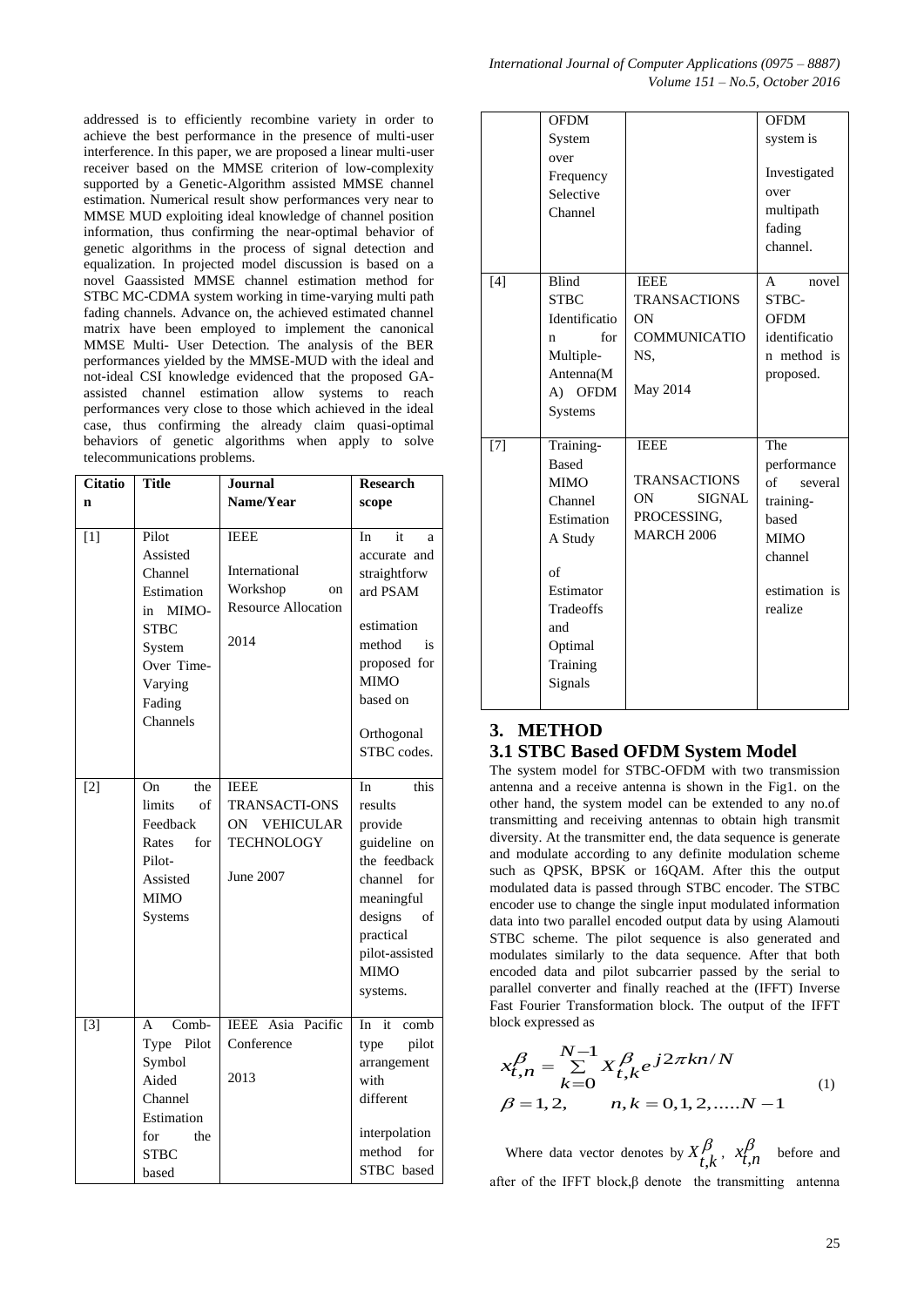addressed is to efficiently recombine variety in order to achieve the best performance in the presence of multi-user interference. In this paper, we are proposed a linear multi-user receiver based on the MMSE criterion of low-complexity supported by a Genetic-Algorithm assisted MMSE channel estimation. Numerical result show performances very near to MMSE MUD exploiting ideal knowledge of channel position information, thus confirming the near-optimal behavior of genetic algorithms in the process of signal detection and equalization. In projected model discussion is based on a novel Gaassisted MMSE channel estimation method for STBC MC-CDMA system working in time-varying multi path fading channels. Advance on, the achieved estimated channel matrix have been employed to implement the canonical MMSE Multi- User Detection. The analysis of the BER performances yielded by the MMSE-MUD with the ideal and not-ideal CSI knowledge evidenced that the proposed GA-assisted channel estimation allow systems to reach performances very close to those which achieved in the ideal case, thus confirming the already claim quasi-optimal behaviors of genetic algorithms when apply to solve telecommunications problems.

| Citation | Title | Journal Name/Year | Research scope |
|---|---|---|---|
| [1] | Pilot Assisted Channel Estimation in MIMO-STBC System Over Time-Varying Fading Channels | IEEE International Workshop on Resource Allocation 2014 | In it a accurate and straightforward PSAM estimation method is proposed for MIMO based on Orthogonal STBC codes. |
| [2] | On the limits of Feedback Rates for Pilot-Assisted MIMO Systems | IEEE TRANSACTI-ONS ON VEHICULAR TECHNOLOGY June 2007 | In this results provide guideline on the feedback channel for meaningful designs of practical pilot-assisted MIMO systems. |
| [3] | A Comb-Type Pilot Symbol Aided Channel Estimation for the STBC based OFDM System over Frequency Selective Channel | IEEE Asia Pacific Conference 2013 | In it comb type pilot arrangement with different interpolation method for STBC based OFDM system is Investigated over multipath fading channel. |
| [4] | Blind STBC Identification for Multiple-Antenna(MA) OFDM Systems | IEEE TRANSACTIONS ON COMMUNICATIONS, May 2014 | A novel STBC-OFDM identification method is proposed. |
| [7] | Training-Based MIMO Channel Estimation A Study of Estimator Tradeoffs and Optimal Training Signals | IEEE TRANSACTIONS ON SIGNAL PROCESSING, MARCH 2006 | The performance of several training-based MIMO channel estimation is realize |

## 3. METHOD

### 3.1 STBC Based OFDM System Model

The system model for STBC-OFDM with two transmission antenna and a receive antenna is shown in the Fig1. on the other hand, the system model can be extended to any no.of transmitting and receiving antennas to obtain high transmit diversity. At the transmitter end, the data sequence is generate and modulate according to any definite modulation scheme such as QPSK, BPSK or 16QAM. After this the output modulated data is passed through STBC encoder. The STBC encoder use to change the single input modulated information data into two parallel encoded output data by using Alamouti STBC scheme. The pilot sequence is also generated and modulates similarly to the data sequence. After that both encoded data and pilot subcarrier passed by the serial to parallel converter and finally reached at the (IFFT) Inverse Fast Fourier Transformation block. The output of the IFFT block expressed as

$$x_{t,n}^{\beta} = \sum_{k=0}^{N-1} X_{t,k}^{\beta} e^{j2\pi kn/N}$$
$$\beta = 1,2, \qquad n,k = 0,1,2,.....N-1 \tag{1}$$

Where data vector denotes by $X_{t,k}^{\beta}$, $x_{t,n}^{\beta}$ before and after of the IFFT block,β denote the transmitting antenna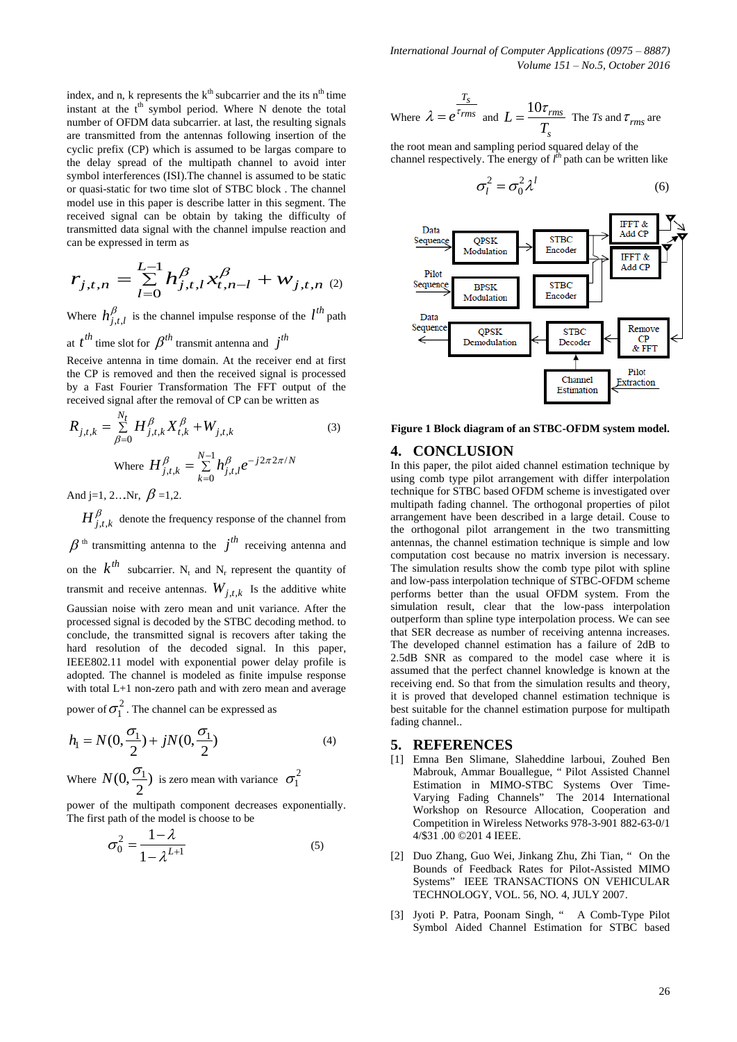index, and n, k represents the $k^{th}$ subcarrier and the its $n^{th}$ time instant at the $t^{th}$ symbol period. Where N denote the total number of OFDM data subcarrier. at last, the resulting signals are transmitted from the antennas following insertion of the cyclic prefix (CP) which is assumed to be largas compare to the delay spread of the multipath channel to avoid inter symbol interferences (ISI).The channel is assumed to be static or quasi-static for two time slot of STBC block . The channel model use in this paper is describe latter in this segment. The received signal can be obtain by taking the difficulty of transmitted data signal with the channel impulse reaction and can be expressed in term as

$$r_{j,t,n} = \sum_{l=0}^{L-1} h_{j,t,l}^{\beta} x_{t,n-l}^{\beta} + w_{j,t,n} \quad (2)$$

Where $h_{j,t,l}^{\beta}$ is the channel impulse response of the $l^{th}$ path at $t^{th}$ time slot for $\beta^{th}$ transmit antenna and $j^{th}$

Receive antenna in time domain. At the receiver end at first the CP is removed and then the received signal is processed by a Fast Fourier Transformation The FFT output of the received signal after the removal of CP can be written as

$$R_{j,t,k} = \sum_{\beta=0}^{N_t} H_{j,t,k}^{\beta} X_{t,k}^{\beta} + W_{j,t,k} \quad (3)$$

$$\text{Where } H_{j,t,k}^{\beta} = \sum_{k=0}^{N-1} h_{j,t,l}^{\beta} e^{-j2\pi 2\pi/N}$$

And j=1, 2…Nr, $\beta$ =1,2.

$H_{j,t,k}^{\beta}$ denote the frequency response of the channel from $\beta$ th transmitting antenna to the $j^{th}$ receiving antenna and on the $k^{th}$ subcarrier. $N_t$ and $N_r$ represent the quantity of transmit and receive antennas. $W_{j,t,k}$ Is the additive white Gaussian noise with zero mean and unit variance. After the processed signal is decoded by the STBC decoding method. to conclude, the transmitted signal is recovers after taking the hard resolution of the decoded signal. In this paper, IEEE802.11 model with exponential power delay profile is adopted. The channel is modeled as finite impulse response with total L+1 non-zero path and with zero mean and average power of $\sigma_1^2$ . The channel can be expressed as

$$h_1 = N(0, \frac{\sigma_1}{2}) + jN(0, \frac{\sigma_1}{2}) \quad (4)$$

Where $N(0, \frac{\sigma_1}{2})$ is zero mean with variance $\sigma_1^2$

power of the multipath component decreases exponentially. The first path of the model is choose to be

$$\sigma_0^2 = \frac{1-\lambda}{1-\lambda^{L+1}} \quad (5)$$

Where $\lambda = e^{\frac{T_S}{\tau_{rms}}}$ and $L = \frac{10\tau_{rms}}{T_s}$ The $Ts$ and $\tau_{rms}$ are the root mean and sampling period squared delay of the channel respectively. The energy of $l^{th}$ path can be written like

$$\sigma_l^2 = \sigma_0^2 \lambda^l \quad (6)$$

Data Sequence
QPSK Modulation
STBC Encoder
IFFT & Add CP
IFFT & Add CP
Pilot Sequence
BPSK Modulation
STBC Encoder
Data Sequence
QPSK Demodulation
STBC Decoder
Remove CP & FFT
Channel Estimation
Pilot Extraction

**Figure 1 Block diagram of an STBC-OFDM system model.**

## 4. CONCLUSION

In this paper, the pilot aided channel estimation technique by using comb type pilot arrangement with differ interpolation technique for STBC based OFDM scheme is investigated over multipath fading channel. The orthogonal properties of pilot arrangement have been described in a large detail. Couse to the orthogonal pilot arrangement in the two transmitting antennas, the channel estimation technique is simple and low computation cost because no matrix inversion is necessary. The simulation results show the comb type pilot with spline and low-pass interpolation technique of STBC-OFDM scheme performs better than the usual OFDM system. From the simulation result, clear that the low-pass interpolation outperform than spline type interpolation process. We can see that SER decrease as number of receiving antenna increases. The developed channel estimation has a failure of 2dB to 2.5dB SNR as compared to the model case where it is assumed that the perfect channel knowledge is known at the receiving end. So that from the simulation results and theory, it is proved that developed channel estimation technique is best suitable for the channel estimation purpose for multipath fading channel..

## 5. REFERENCES

[1] Emna Ben Slimane, Slaheddine larboui, Zouhed Ben Mabrouk, Ammar Bouallegue, " Pilot Assisted Channel Estimation in MIMO-STBC Systems Over Time-Varying Fading Channels" The 2014 International Workshop on Resource Allocation, Cooperation and Competition in Wireless Networks 978-3-901 882-63-0/1 4/$31 .00 ©201 4 IEEE.

[2] Duo Zhang, Guo Wei, Jinkang Zhu, Zhi Tian, " On the Bounds of Feedback Rates for Pilot-Assisted MIMO Systems" IEEE TRANSACTIONS ON VEHICULAR TECHNOLOGY, VOL. 56, NO. 4, JULY 2007.

[3] Jyoti P. Patra, Poonam Singh, " A Comb-Type Pilot Symbol Aided Channel Estimation for STBC based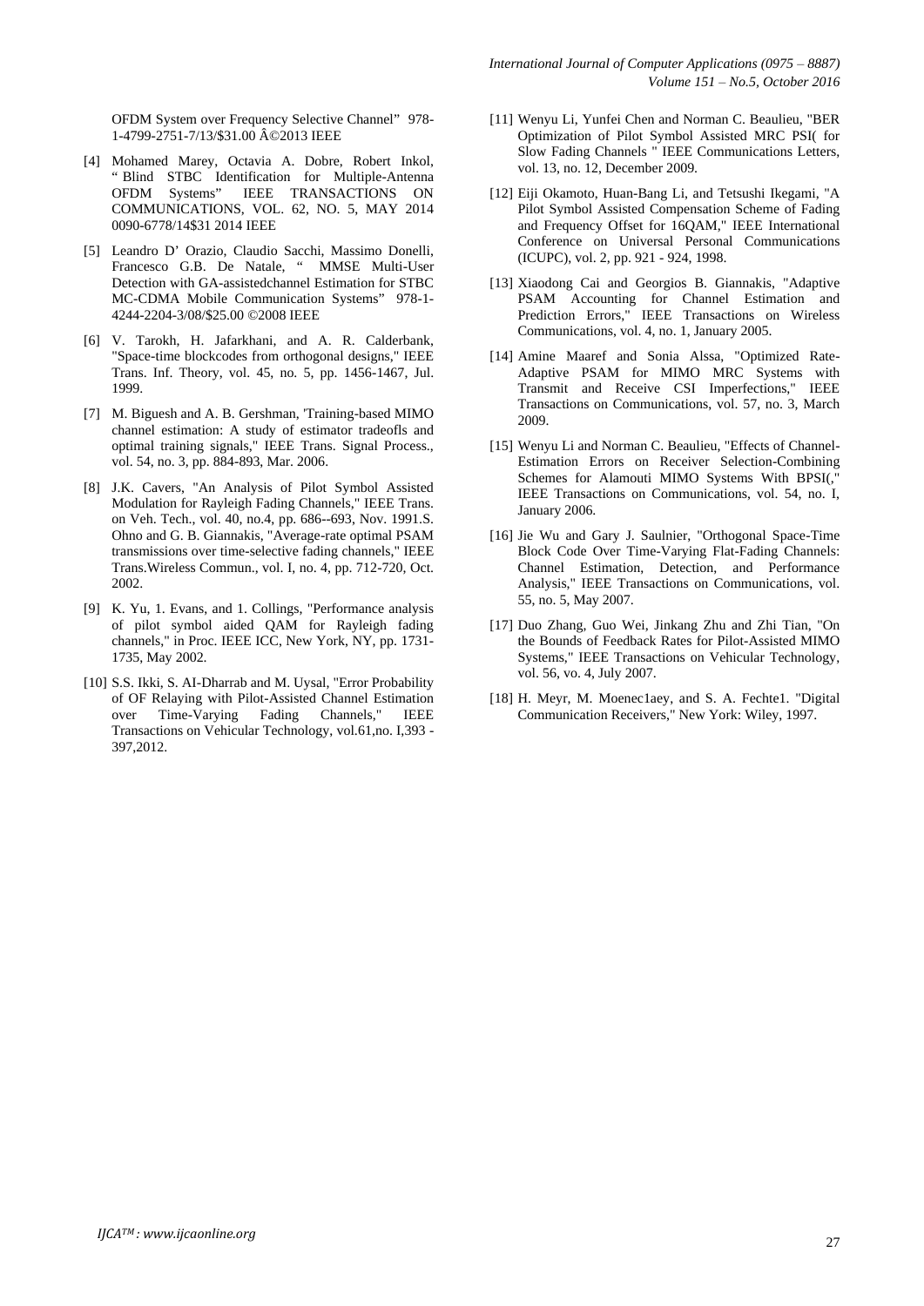OFDM System over Frequency Selective Channel" 978-1-4799-2751-7/13/$31.00 Â©2013 IEEE

[4] Mohamed Marey, Octavia A. Dobre, Robert Inkol, " Blind STBC Identification for Multiple-Antenna OFDM Systems" IEEE TRANSACTIONS ON COMMUNICATIONS, VOL. 62, NO. 5, MAY 2014 0090-6778/14$31 2014 IEEE

[5] Leandro D' Orazio, Claudio Sacchi, Massimo Donelli, Francesco G.B. De Natale, " MMSE Multi-User Detection with GA-assistedchannel Estimation for STBC MC-CDMA Mobile Communication Systems" 978-1-4244-2204-3/08/$25.00 ©2008 IEEE

[6] V. Tarokh, H. Jafarkhani, and A. R. Calderbank, "Space-time blockcodes from orthogonal designs," IEEE Trans. Inf. Theory, vol. 45, no. 5, pp. 1456-1467, Jul. 1999.

[7] M. Biguesh and A. B. Gershman, 'Training-based MIMO channel estimation: A study of estimator tradeofls and optimal training signals," IEEE Trans. Signal Process., vol. 54, no. 3, pp. 884-893, Mar. 2006.

[8] J.K. Cavers, "An Analysis of Pilot Symbol Assisted Modulation for Rayleigh Fading Channels," IEEE Trans. on Veh. Tech., vol. 40, no.4, pp. 686--693, Nov. 1991.S. Ohno and G. B. Giannakis, "Average-rate optimal PSAM transmissions over time-selective fading channels," IEEE Trans.Wireless Commun., vol. I, no. 4, pp. 712-720, Oct. 2002.

[9] K. Yu, 1. Evans, and 1. Collings, "Performance analysis of pilot symbol aided QAM for Rayleigh fading channels," in Proc. IEEE ICC, New York, NY, pp. 1731-1735, May 2002.

[10] S.S. Ikki, S. AI-Dharrab and M. Uysal, "Error Probability of OF Relaying with Pilot-Assisted Channel Estimation over Time-Varying Fading Channels," IEEE Transactions on Vehicular Technology, vol.61,no. I,393 - 397,2012.

[11] Wenyu Li, Yunfei Chen and Norman C. Beaulieu, "BER Optimization of Pilot Symbol Assisted MRC PSI( for Slow Fading Channels " IEEE Communications Letters, vol. 13, no. 12, December 2009.

[12] Eiji Okamoto, Huan-Bang Li, and Tetsushi Ikegami, "A Pilot Symbol Assisted Compensation Scheme of Fading and Frequency Offset for 16QAM," IEEE International Conference on Universal Personal Communications (ICUPC), vol. 2, pp. 921 - 924, 1998.

[13] Xiaodong Cai and Georgios B. Giannakis, "Adaptive PSAM Accounting for Channel Estimation and Prediction Errors," IEEE Transactions on Wireless Communications, vol. 4, no. 1, January 2005.

[14] Amine Maaref and Sonia Alssa, "Optimized Rate-Adaptive PSAM for MIMO MRC Systems with Transmit and Receive CSI Imperfections," IEEE Transactions on Communications, vol. 57, no. 3, March 2009.

[15] Wenyu Li and Norman C. Beaulieu, "Effects of Channel-Estimation Errors on Receiver Selection-Combining Schemes for Alamouti MIMO Systems With BPSI(," IEEE Transactions on Communications, vol. 54, no. I, January 2006.

[16] Jie Wu and Gary J. Saulnier, "Orthogonal Space-Time Block Code Over Time-Varying Flat-Fading Channels: Channel Estimation, Detection, and Performance Analysis," IEEE Transactions on Communications, vol. 55, no. 5, May 2007.

[17] Duo Zhang, Guo Wei, Jinkang Zhu and Zhi Tian, "On the Bounds of Feedback Rates for Pilot-Assisted MIMO Systems," IEEE Transactions on Vehicular Technology, vol. 56, vo. 4, July 2007.

[18] H. Meyr, M. Moenec1aey, and S. A. Fechte1. "Digital Communication Receivers," New York: Wiley, 1997.